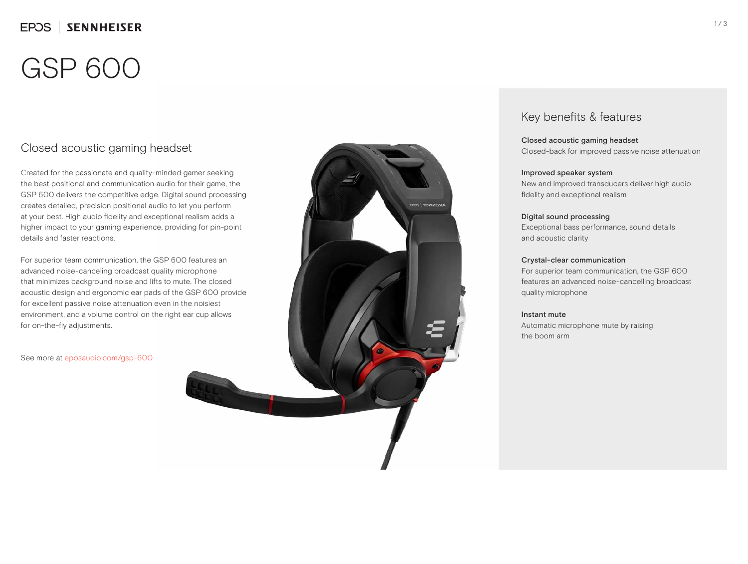# GSP 600

## Closed acoustic gaming headset

Created for the passionate and quality-minded gamer seeking the best positional and communication audio for their game, the GSP 600 delivers the competitive edge. Digital sound processing creates detailed, precision positional audio to let you perform at your best. High audio fidelity and exceptional realism adds a higher impact to your gaming experience, providing for pin-point details and faster reactions.

For superior team communication, the GSP 600 features an advanced noise-canceling broadcast quality microphone that minimizes background noise and lifts to mute. The closed acoustic design and ergonomic ear pads of the GSP 600 provide for excellent passive noise attenuation even in the noisiest environment, and a volume control on the right ear cup allows for on-the-fly adjustments.

See more at eposaudio.com/gsp-600

## Key benefits & features

**Closed acoustic gaming headset**
Closed-back for improved passive noise attenuation

**Improved speaker system**
New and improved transducers deliver high audio fidelity and exceptional realism

**Digital sound processing**
Exceptional bass performance, sound details and acoustic clarity

**Crystal-clear communication**
For superior team communication, the GSP 600 features an advanced noise-cancelling broadcast quality microphone

**Instant mute**
Automatic microphone mute by raising the boom arm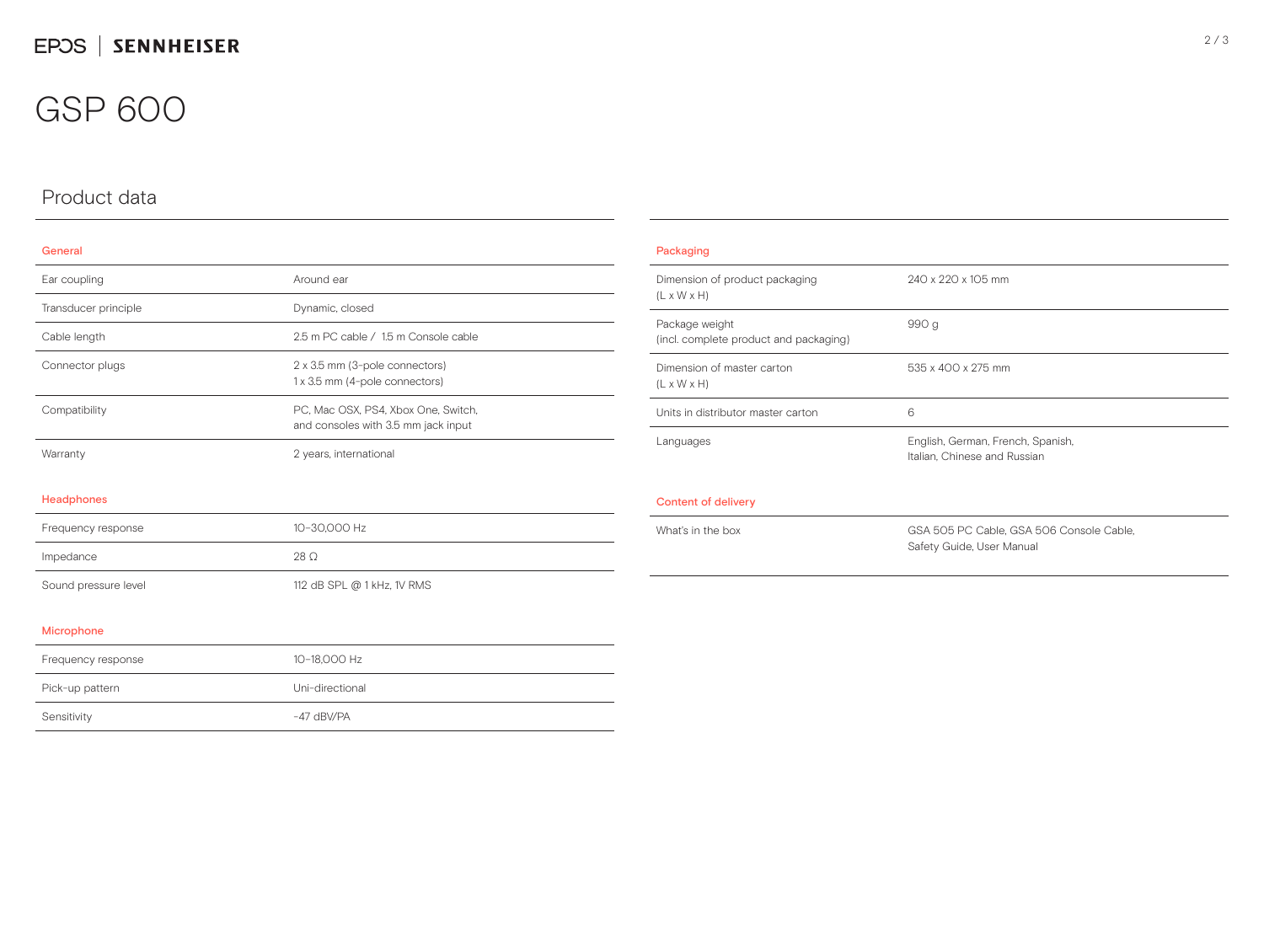# GSP 600

## Product data

### General

| | |
|---|---|
| Ear coupling | Around ear |
| Transducer principle | Dynamic, closed |
| Cable length | 2.5 m PC cable / 1.5 m Console cable |
| Connector plugs | 2 x 3.5 mm (3-pole connectors)<br>1 x 3.5 mm (4-pole connectors) |
| Compatibility | PC, Mac OSX, PS4, Xbox One, Switch, and consoles with 3.5 mm jack input |
| Warranty | 2 years, international |

### Headphones

| | |
|---|---|
| Frequency response | 10–30,000 Hz |
| Impedance | 28 Ω |
| Sound pressure level | 112 dB SPL @ 1 kHz, 1V RMS |

### Microphone

| | |
|---|---|
| Frequency response | 10–18,000 Hz |
| Pick-up pattern | Uni-directional |
| Sensitivity | -47 dBV/PA |

### Packaging

| | |
|---|---|
| Dimension of product packaging (L x W x H) | 240 x 220 x 105 mm |
| Package weight (incl. complete product and packaging) | 990 g |
| Dimension of master carton (L x W x H) | 535 x 400 x 275 mm |
| Units in distributor master carton | 6 |
| Languages | English, German, French, Spanish, Italian, Chinese and Russian |

### Content of delivery

| | |
|---|---|
| What's in the box | GSA 505 PC Cable, GSA 506 Console Cable, Safety Guide, User Manual |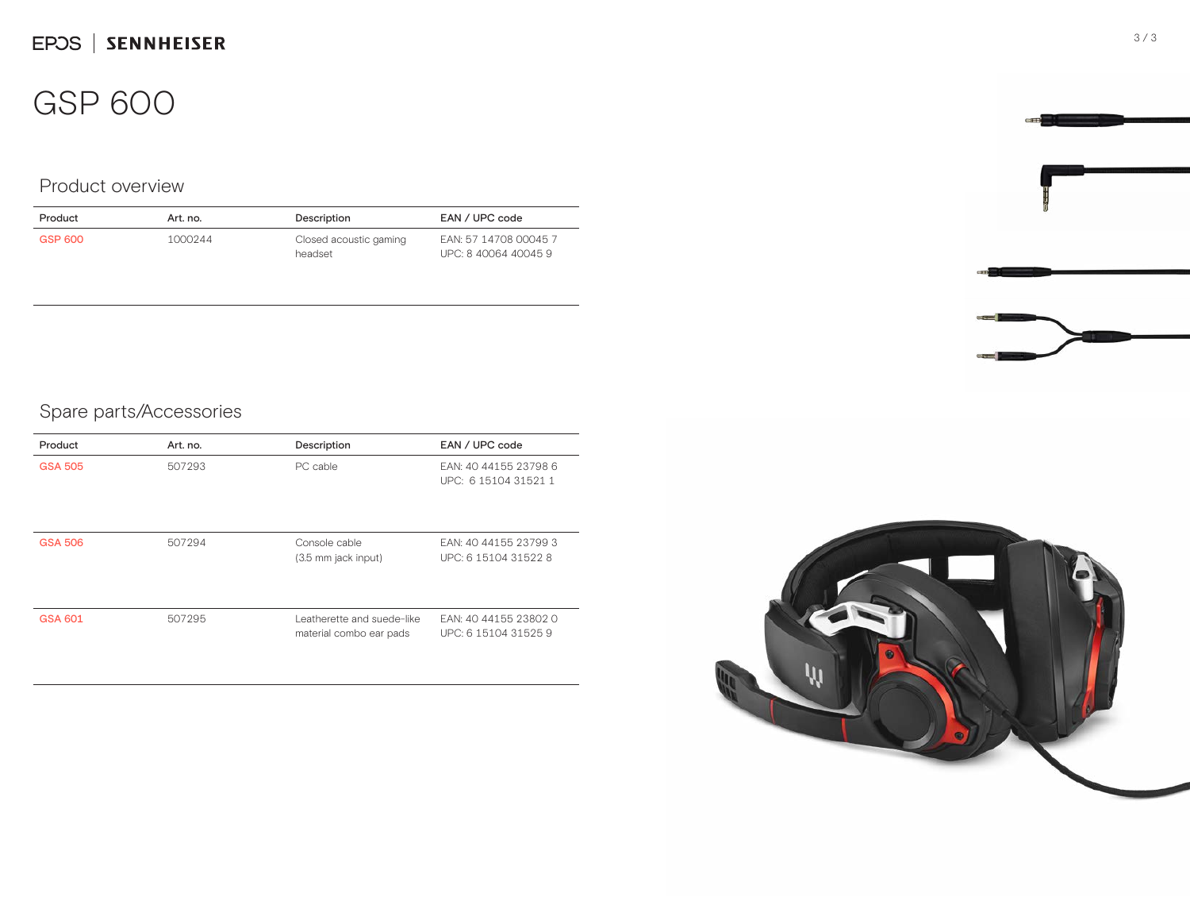# GSP 600

## Product overview

| Product | Art. no. | Description | EAN / UPC code |
|---|---|---|---|
| GSP 600 | 1000244 | Closed acoustic gaming headset | EAN: 57 14708 00045 7<br>UPC: 8 40064 40045 9 |

## Spare parts/Accessories

| Product | Art. no. | Description | EAN / UPC code |
|---|---|---|---|
| GSA 505 | 507293 | PC cable | EAN: 40 44155 23798 6<br>UPC: 6 15104 31521 1 |
| GSA 506 | 507294 | Console cable (3.5 mm jack input) | EAN: 40 44155 23799 3<br>UPC: 6 15104 31522 8 |
| GSA 601 | 507295 | Leatherette and suede-like material combo ear pads | EAN: 40 44155 23802 0<br>UPC: 6 15104 31525 9 |